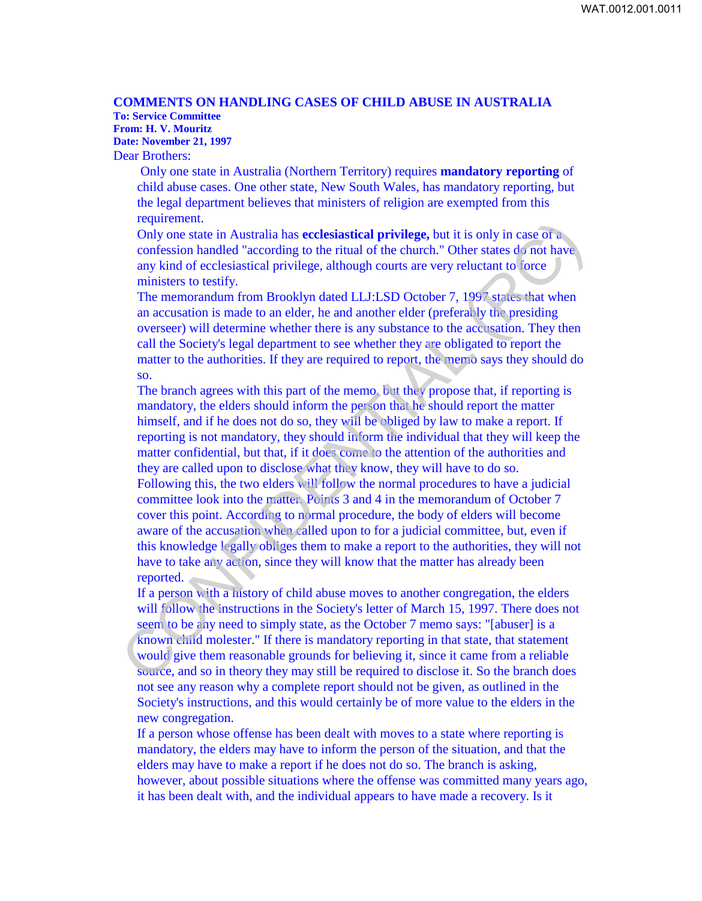# COMMENTS ON HANDLING CASES OF CHILD ABUSE IN AUSTRALIA

**To: Service Committee**
**From: H. V. Mouritz**
**Date: November 21, 1997**

Dear Brothers:

Only one state in Australia (Northern Territory) requires **mandatory reporting** of child abuse cases. One other state, New South Wales, has mandatory reporting, but the legal department believes that ministers of religion are exempted from this requirement.

Only one state in Australia has **ecclesiastical privilege,** but it is only in case of a confession handled "according to the ritual of the church." Other states do not have any kind of ecclesiastical privilege, although courts are very reluctant to force ministers to testify.

The memorandum from Brooklyn dated LLJ:LSD October 7, 1997 states that when an accusation is made to an elder, he and another elder (preferably the presiding overseer) will determine whether there is any substance to the accusation. They then call the Society's legal department to see whether they are obligated to report the matter to the authorities. If they are required to report, the memo says they should do so.

The branch agrees with this part of the memo, but they propose that, if reporting is mandatory, the elders should inform the person that he should report the matter himself, and if he does not do so, they will be obliged by law to make a report. If reporting is not mandatory, they should inform the individual that they will keep the matter confidential, but that, if it does come to the attention of the authorities and they are called upon to disclose what they know, they will have to do so.

Following this, the two elders will follow the normal procedures to have a judicial committee look into the matter. Points 3 and 4 in the memorandum of October 7 cover this point. According to normal procedure, the body of elders will become aware of the accusation when called upon to for a judicial committee, but, even if this knowledge legally obliges them to make a report to the authorities, they will not have to take any action, since they will know that the matter has already been reported.

If a person with a history of child abuse moves to another congregation, the elders will follow the instructions in the Society's letter of March 15, 1997. There does not seem to be any need to simply state, as the October 7 memo says: "[abuser] is a known child molester." If there is mandatory reporting in that state, that statement would give them reasonable grounds for believing it, since it came from a reliable source, and so in theory they may still be required to disclose it. So the branch does not see any reason why a complete report should not be given, as outlined in the Society's instructions, and this would certainly be of more value to the elders in the new congregation.

If a person whose offense has been dealt with moves to a state where reporting is mandatory, the elders may have to inform the person of the situation, and that the elders may have to make a report if he does not do so. The branch is asking, however, about possible situations where the offense was committed many years ago, it has been dealt with, and the individual appears to have made a recovery. Is it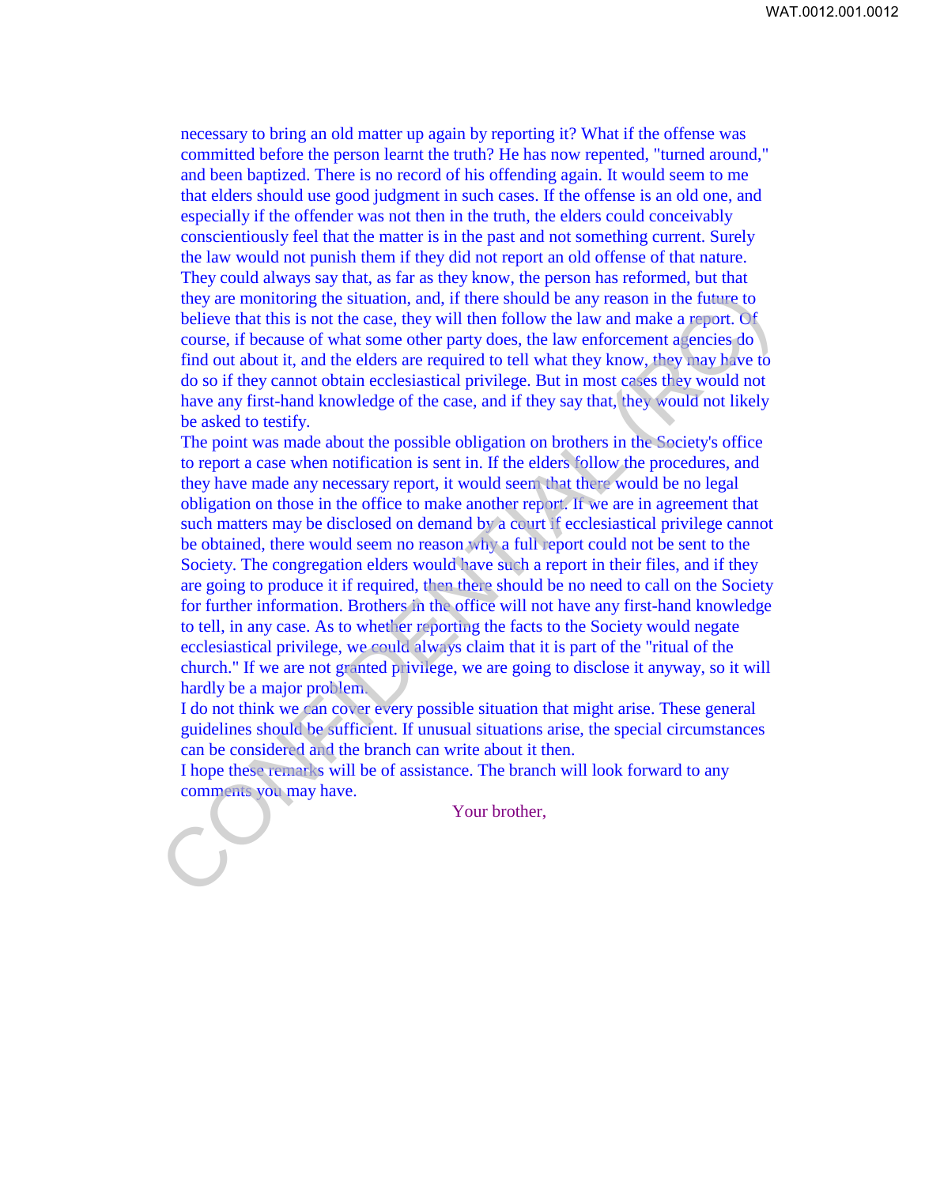necessary to bring an old matter up again by reporting it? What if the offense was committed before the person learnt the truth? He has now repented, "turned around," and been baptized. There is no record of his offending again. It would seem to me that elders should use good judgment in such cases. If the offense is an old one, and especially if the offender was not then in the truth, the elders could conceivably conscientiously feel that the matter is in the past and not something current. Surely the law would not punish them if they did not report an old offense of that nature. They could always say that, as far as they know, the person has reformed, but that they are monitoring the situation, and, if there should be any reason in the future to believe that this is not the case, they will then follow the law and make a report. Of course, if because of what some other party does, the law enforcement agencies do find out about it, and the elders are required to tell what they know, they may have to do so if they cannot obtain ecclesiastical privilege. But in most cases they would not have any first-hand knowledge of the case, and if they say that, they would not likely be asked to testify.

The point was made about the possible obligation on brothers in the Society's office to report a case when notification is sent in. If the elders follow the procedures, and they have made any necessary report, it would seem that there would be no legal obligation on those in the office to make another report. If we are in agreement that such matters may be disclosed on demand by a court if ecclesiastical privilege cannot be obtained, there would seem no reason why a full report could not be sent to the Society. The congregation elders would have such a report in their files, and if they are going to produce it if required, then there should be no need to call on the Society for further information. Brothers in the office will not have any first-hand knowledge to tell, in any case. As to whether reporting the facts to the Society would negate ecclesiastical privilege, we could always claim that it is part of the "ritual of the church." If we are not granted privilege, we are going to disclose it anyway, so it will hardly be a major problem.

I do not think we can cover every possible situation that might arise. These general guidelines should be sufficient. If unusual situations arise, the special circumstances can be considered and the branch can write about it then.

I hope these remarks will be of assistance. The branch will look forward to any comments you may have.

Your brother,